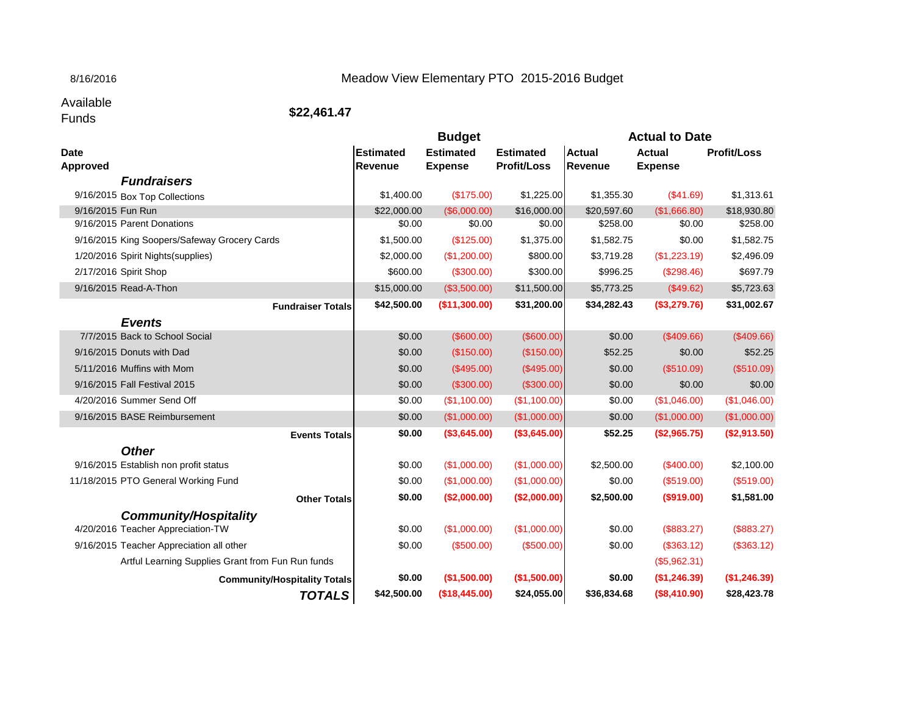8/16/2016

# Meadow View Elementary PTO 2015-2016 Budget

Available Funds **$22,461.47**

| Date Approved | | Budget | | | Actual to Date | | |
|---|---|---|---|---|---|---|---|
| | | **Estimated Revenue** | **Estimated Expense** | **Estimated Profit/Loss** | **Actual Revenue** | **Actual Expense** | **Profit/Loss** |
| | ***Fundraisers*** | | | | | | |
| 9/16/2015 | Box Top Collections | $1,400.00 | ($175.00) | $1,225.00 | $1,355.30 | ($41.69) | $1,313.61 |
| 9/16/2015 | Fun Run | $22,000.00 | ($6,000.00) | $16,000.00 | $20,597.60 | ($1,666.80) | $18,930.80 |
| 9/16/2015 | Parent Donations | $0.00 | $0.00 | $0.00 | $258.00 | $0.00 | $258.00 |
| 9/16/2015 | King Soopers/Safeway Grocery Cards | $1,500.00 | ($125.00) | $1,375.00 | $1,582.75 | $0.00 | $1,582.75 |
| 1/20/2016 | Spirit Nights(supplies) | $2,000.00 | ($1,200.00) | $800.00 | $3,719.28 | ($1,223.19) | $2,496.09 |
| 2/17/2016 | Spirit Shop | $600.00 | ($300.00) | $300.00 | $996.25 | ($298.46) | $697.79 |
| 9/16/2015 | Read-A-Thon | $15,000.00 | ($3,500.00) | $11,500.00 | $5,773.25 | ($49.62) | $5,723.63 |
| | **Fundraiser Totals** | **$42,500.00** | **($11,300.00)** | **$31,200.00** | **$34,282.43** | **($3,279.76)** | **$31,002.67** |
| | ***Events*** | | | | | | |
| 7/7/2015 | Back to School Social | $0.00 | ($600.00) | ($600.00) | $0.00 | ($409.66) | ($409.66) |
| 9/16/2015 | Donuts with Dad | $0.00 | ($150.00) | ($150.00) | $52.25 | $0.00 | $52.25 |
| 5/11/2016 | Muffins with Mom | $0.00 | ($495.00) | ($495.00) | $0.00 | ($510.09) | ($510.09) |
| 9/16/2015 | Fall Festival 2015 | $0.00 | ($300.00) | ($300.00) | $0.00 | $0.00 | $0.00 |
| 4/20/2016 | Summer Send Off | $0.00 | ($1,100.00) | ($1,100.00) | $0.00 | ($1,046.00) | ($1,046.00) |
| 9/16/2015 | BASE Reimbursement | $0.00 | ($1,000.00) | ($1,000.00) | $0.00 | ($1,000.00) | ($1,000.00) |
| | **Events Totals** | **$0.00** | **($3,645.00)** | **($3,645.00)** | **$52.25** | **($2,965.75)** | **($2,913.50)** |
| | ***Other*** | | | | | | |
| 9/16/2015 | Establish non profit status | $0.00 | ($1,000.00) | ($1,000.00) | $2,500.00 | ($400.00) | $2,100.00 |
| 11/18/2015 | PTO General Working Fund | $0.00 | ($1,000.00) | ($1,000.00) | $0.00 | ($519.00) | ($519.00) |
| | **Other Totals** | **$0.00** | **($2,000.00)** | **($2,000.00)** | **$2,500.00** | **($919.00)** | **$1,581.00** |
| | ***Community/Hospitality*** | | | | | | |
| 4/20/2016 | Teacher Appreciation-TW | $0.00 | ($1,000.00) | ($1,000.00) | $0.00 | ($883.27) | ($883.27) |
| 9/16/2015 | Teacher Appreciation all other | $0.00 | ($500.00) | ($500.00) | $0.00 | ($363.12) | ($363.12) |
| | Artful Learning Supplies Grant from Fun Run funds | | | | | ($5,962.31) | |
| | **Community/Hospitality Totals** | **$0.00** | **($1,500.00)** | **($1,500.00)** | **$0.00** | **($1,246.39)** | **($1,246.39)** |
| | ***TOTALS*** | **$42,500.00** | **($18,445.00)** | **$24,055.00** | **$36,834.68** | **($8,410.90)** | **$28,423.78** |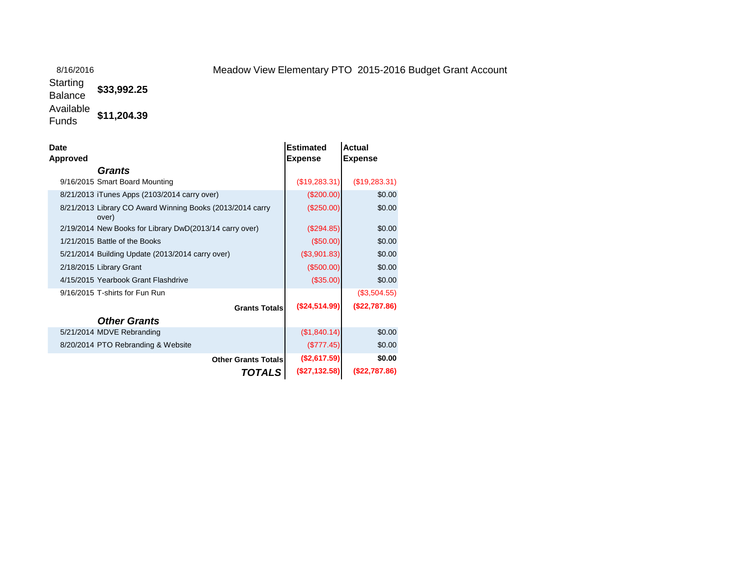8/16/2016

# Meadow View Elementary PTO 2015-2016 Budget Grant Account

Starting Balance **$33,992.25**

Available Funds **$11,204.39**

| Date Approved | | Estimated Expense | Actual Expense |
|---|---|---|---|
| | ***Grants*** | | |
| 9/16/2015 | Smart Board Mounting | ($19,283.31) | ($19,283.31) |
| 8/21/2013 | iTunes Apps (2103/2014 carry over) | ($200.00) | $0.00 |
| 8/21/2013 | Library CO Award Winning Books (2013/2014 carry over) | ($250.00) | $0.00 |
| 2/19/2014 | New Books for Library DwD(2013/14 carry over) | ($294.85) | $0.00 |
| 1/21/2015 | Battle of the Books | ($50.00) | $0.00 |
| 5/21/2014 | Building Update (2013/2014 carry over) | ($3,901.83) | $0.00 |
| 2/18/2015 | Library Grant | ($500.00) | $0.00 |
| 4/15/2015 | Yearbook Grant Flashdrive | ($35.00) | $0.00 |
| 9/16/2015 | T-shirts for Fun Run | | ($3,504.55) |
| | **Grants Totals** | **($24,514.99)** | **($22,787.86)** |
| | ***Other Grants*** | | |
| 5/21/2014 | MDVE Rebranding | ($1,840.14) | $0.00 |
| 8/20/2014 | PTO Rebranding & Website | ($777.45) | $0.00 |
| | **Other Grants Totals** | **($2,617.59)** | **$0.00** |
| | ***TOTALS*** | **($27,132.58)** | **($22,787.86)** |